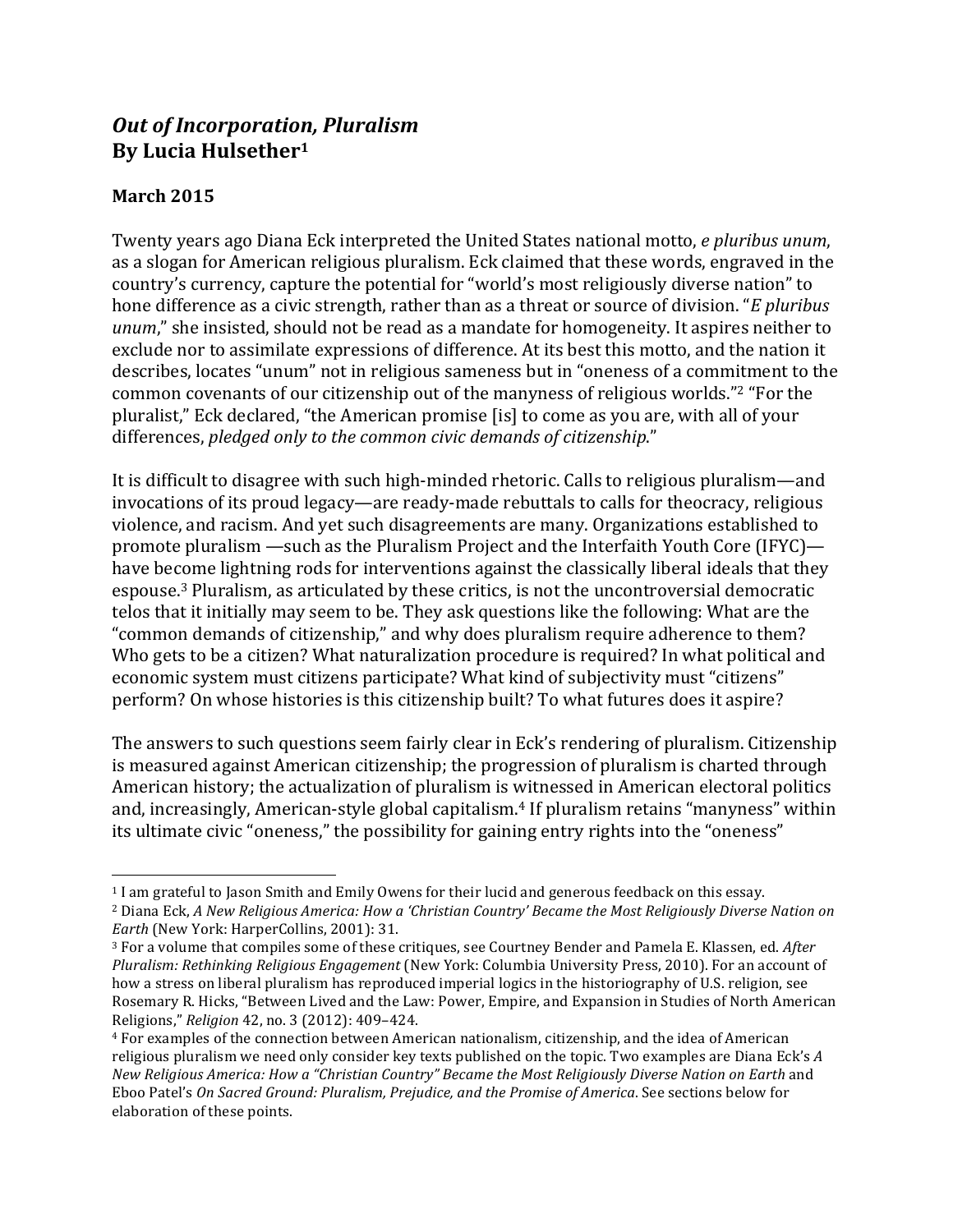# *Out of Incorporation, Pluralism*
**By Lucia Hulsether[1]**

**March 2015**

Twenty years ago Diana Eck interpreted the United States national motto, *e pluribus unum*, as a slogan for American religious pluralism. Eck claimed that these words, engraved in the country's currency, capture the potential for "world's most religiously diverse nation" to hone difference as a civic strength, rather than as a threat or source of division. "*E pluribus unum*," she insisted, should not be read as a mandate for homogeneity. It aspires neither to exclude nor to assimilate expressions of difference. At its best this motto, and the nation it describes, locates "unum" not in religious sameness but in "oneness of a commitment to the common covenants of our citizenship out of the manyness of religious worlds."[2] "For the pluralist," Eck declared, "the American promise [is] to come as you are, with all of your differences, *pledged only to the common civic demands of citizenship*."

It is difficult to disagree with such high-minded rhetoric. Calls to religious pluralism—and invocations of its proud legacy—are ready-made rebuttals to calls for theocracy, religious violence, and racism. And yet such disagreements are many. Organizations established to promote pluralism —such as the Pluralism Project and the Interfaith Youth Core (IFYC)—have become lightning rods for interventions against the classically liberal ideals that they espouse.[3] Pluralism, as articulated by these critics, is not the uncontroversial democratic telos that it initially may seem to be. They ask questions like the following: What are the "common demands of citizenship," and why does pluralism require adherence to them? Who gets to be a citizen? What naturalization procedure is required? In what political and economic system must citizens participate? What kind of subjectivity must "citizens" perform? On whose histories is this citizenship built? To what futures does it aspire?

The answers to such questions seem fairly clear in Eck's rendering of pluralism. Citizenship is measured against American citizenship; the progression of pluralism is charted through American history; the actualization of pluralism is witnessed in American electoral politics and, increasingly, American-style global capitalism.[4] If pluralism retains "manyness" within its ultimate civic "oneness," the possibility for gaining entry rights into the "oneness"

---

[1] I am grateful to Jason Smith and Emily Owens for their lucid and generous feedback on this essay.

[2] Diana Eck, *A New Religious America: How a 'Christian Country' Became the Most Religiously Diverse Nation on Earth* (New York: HarperCollins, 2001): 31.

[3] For a volume that compiles some of these critiques, see Courtney Bender and Pamela E. Klassen, ed. *After Pluralism: Rethinking Religious Engagement* (New York: Columbia University Press, 2010). For an account of how a stress on liberal pluralism has reproduced imperial logics in the historiography of U.S. religion, see Rosemary R. Hicks, "Between Lived and the Law: Power, Empire, and Expansion in Studies of North American Religions," *Religion* 42, no. 3 (2012): 409–424.

[4] For examples of the connection between American nationalism, citizenship, and the idea of American religious pluralism we need only consider key texts published on the topic. Two examples are Diana Eck's *A New Religious America: How a "Christian Country" Became the Most Religiously Diverse Nation on Earth* and Eboo Patel's *On Sacred Ground: Pluralism, Prejudice, and the Promise of America*. See sections below for elaboration of these points.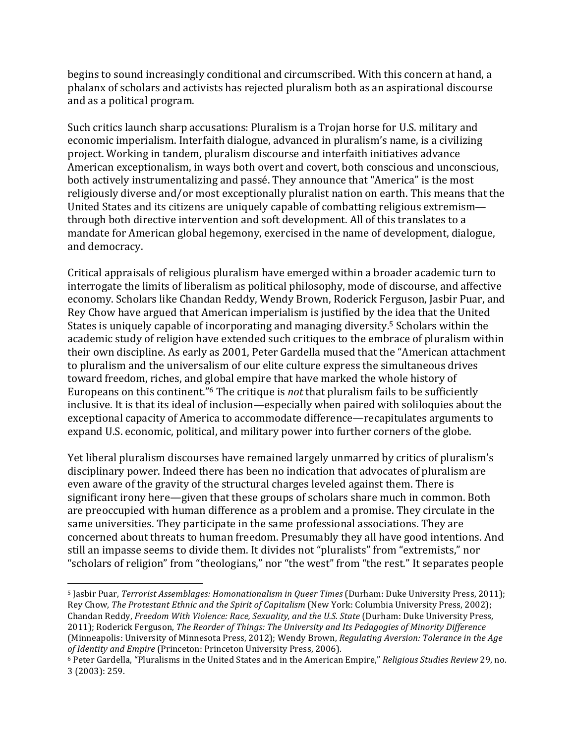begins to sound increasingly conditional and circumscribed. With this concern at hand, a phalanx of scholars and activists has rejected pluralism both as an aspirational discourse and as a political program.

Such critics launch sharp accusations: Pluralism is a Trojan horse for U.S. military and economic imperialism. Interfaith dialogue, advanced in pluralism's name, is a civilizing project. Working in tandem, pluralism discourse and interfaith initiatives advance American exceptionalism, in ways both overt and covert, both conscious and unconscious, both actively instrumentalizing and passé. They announce that "America" is the most religiously diverse and/or most exceptionally pluralist nation on earth. This means that the United States and its citizens are uniquely capable of combatting religious extremism—through both directive intervention and soft development. All of this translates to a mandate for American global hegemony, exercised in the name of development, dialogue, and democracy.

Critical appraisals of religious pluralism have emerged within a broader academic turn to interrogate the limits of liberalism as political philosophy, mode of discourse, and affective economy. Scholars like Chandan Reddy, Wendy Brown, Roderick Ferguson, Jasbir Puar, and Rey Chow have argued that American imperialism is justified by the idea that the United States is uniquely capable of incorporating and managing diversity.[5] Scholars within the academic study of religion have extended such critiques to the embrace of pluralism within their own discipline. As early as 2001, Peter Gardella mused that the "American attachment to pluralism and the universalism of our elite culture express the simultaneous drives toward freedom, riches, and global empire that have marked the whole history of Europeans on this continent."[6] The critique is *not* that pluralism fails to be sufficiently inclusive. It is that its ideal of inclusion—especially when paired with soliloquies about the exceptional capacity of America to accommodate difference—recapitulates arguments to expand U.S. economic, political, and military power into further corners of the globe.

Yet liberal pluralism discourses have remained largely unmarred by critics of pluralism's disciplinary power. Indeed there has been no indication that advocates of pluralism are even aware of the gravity of the structural charges leveled against them. There is significant irony here—given that these groups of scholars share much in common. Both are preoccupied with human difference as a problem and a promise. They circulate in the same universities. They participate in the same professional associations. They are concerned about threats to human freedom. Presumably they all have good intentions. And still an impasse seems to divide them. It divides not "pluralists" from "extremists," nor "scholars of religion" from "theologians," nor "the west" from "the rest." It separates people

---

[5] Jasbir Puar, *Terrorist Assemblages: Homonationalism in Queer Times* (Durham: Duke University Press, 2011); Rey Chow, *The Protestant Ethnic and the Spirit of Capitalism* (New York: Columbia University Press, 2002); Chandan Reddy, *Freedom With Violence: Race, Sexuality, and the U.S. State* (Durham: Duke University Press, 2011); Roderick Ferguson, *The Reorder of Things: The University and Its Pedagogies of Minority Difference* (Minneapolis: University of Minnesota Press, 2012); Wendy Brown, *Regulating Aversion: Tolerance in the Age of Identity and Empire* (Princeton: Princeton University Press, 2006).

[6] Peter Gardella, "Pluralisms in the United States and in the American Empire," *Religious Studies Review* 29, no. 3 (2003): 259.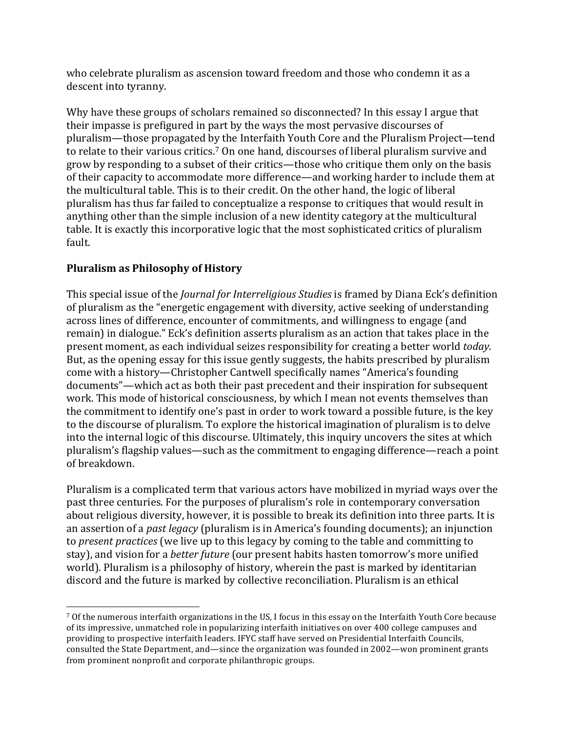who celebrate pluralism as ascension toward freedom and those who condemn it as a descent into tyranny.

Why have these groups of scholars remained so disconnected? In this essay I argue that their impasse is prefigured in part by the ways the most pervasive discourses of pluralism—those propagated by the Interfaith Youth Core and the Pluralism Project—tend to relate to their various critics.[7] On one hand, discourses of liberal pluralism survive and grow by responding to a subset of their critics—those who critique them only on the basis of their capacity to accommodate more difference—and working harder to include them at the multicultural table. This is to their credit. On the other hand, the logic of liberal pluralism has thus far failed to conceptualize a response to critiques that would result in anything other than the simple inclusion of a new identity category at the multicultural table. It is exactly this incorporative logic that the most sophisticated critics of pluralism fault.

## Pluralism as Philosophy of History

This special issue of the *Journal for Interreligious Studies* is framed by Diana Eck's definition of pluralism as the "energetic engagement with diversity, active seeking of understanding across lines of difference, encounter of commitments, and willingness to engage (and remain) in dialogue." Eck's definition asserts pluralism as an action that takes place in the present moment, as each individual seizes responsibility for creating a better world *today*. But, as the opening essay for this issue gently suggests, the habits prescribed by pluralism come with a history—Christopher Cantwell specifically names "America's founding documents"—which act as both their past precedent and their inspiration for subsequent work. This mode of historical consciousness, by which I mean not events themselves than the commitment to identify one's past in order to work toward a possible future, is the key to the discourse of pluralism. To explore the historical imagination of pluralism is to delve into the internal logic of this discourse. Ultimately, this inquiry uncovers the sites at which pluralism's flagship values—such as the commitment to engaging difference—reach a point of breakdown.

Pluralism is a complicated term that various actors have mobilized in myriad ways over the past three centuries. For the purposes of pluralism's role in contemporary conversation about religious diversity, however, it is possible to break its definition into three parts. It is an assertion of a *past legacy* (pluralism is in America's founding documents); an injunction to *present practices* (we live up to this legacy by coming to the table and committing to stay), and vision for a *better future* (our present habits hasten tomorrow's more unified world). Pluralism is a philosophy of history, wherein the past is marked by identitarian discord and the future is marked by collective reconciliation. Pluralism is an ethical

[7] Of the numerous interfaith organizations in the US, I focus in this essay on the Interfaith Youth Core because of its impressive, unmatched role in popularizing interfaith initiatives on over 400 college campuses and providing to prospective interfaith leaders. IFYC staff have served on Presidential Interfaith Councils, consulted the State Department, and—since the organization was founded in 2002—won prominent grants from prominent nonprofit and corporate philanthropic groups.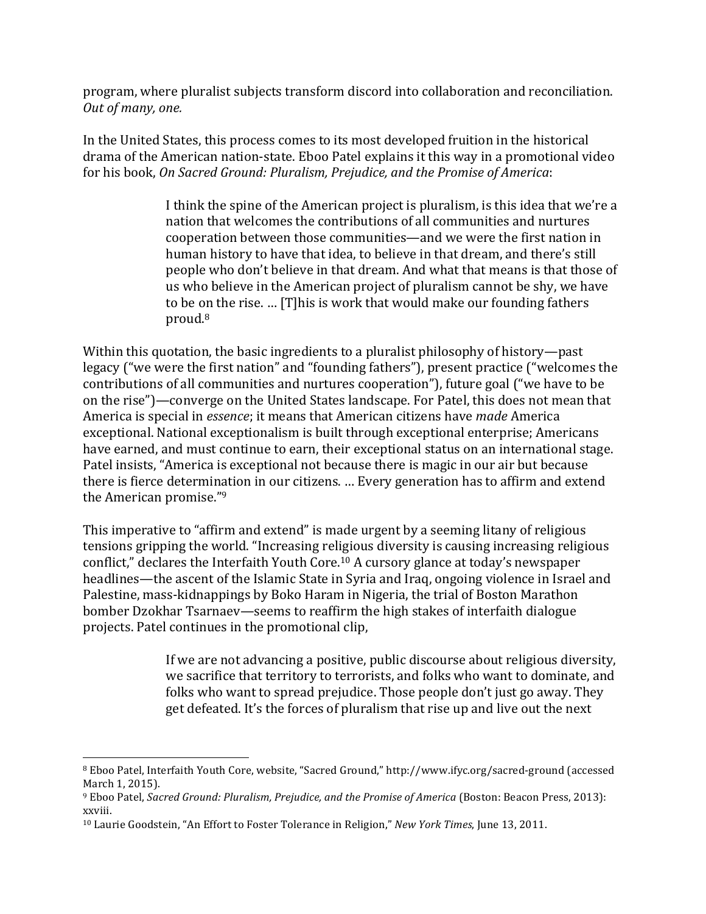program, where pluralist subjects transform discord into collaboration and reconciliation. *Out of many, one.*

In the United States, this process comes to its most developed fruition in the historical drama of the American nation-state. Eboo Patel explains it this way in a promotional video for his book, *On Sacred Ground: Pluralism, Prejudice, and the Promise of America*:

> I think the spine of the American project is pluralism, is this idea that we're a nation that welcomes the contributions of all communities and nurtures cooperation between those communities—and we were the first nation in human history to have that idea, to believe in that dream, and there's still people who don't believe in that dream. And what that means is that those of us who believe in the American project of pluralism cannot be shy, we have to be on the rise. … [T]his is work that would make our founding fathers proud.[8]

Within this quotation, the basic ingredients to a pluralist philosophy of history—past legacy ("we were the first nation" and "founding fathers"), present practice ("welcomes the contributions of all communities and nurtures cooperation"), future goal ("we have to be on the rise")—converge on the United States landscape. For Patel, this does not mean that America is special in *essence*; it means that American citizens have *made* America exceptional. National exceptionalism is built through exceptional enterprise; Americans have earned, and must continue to earn, their exceptional status on an international stage. Patel insists, "America is exceptional not because there is magic in our air but because there is fierce determination in our citizens. … Every generation has to affirm and extend the American promise."[9]

This imperative to "affirm and extend" is made urgent by a seeming litany of religious tensions gripping the world. "Increasing religious diversity is causing increasing religious conflict," declares the Interfaith Youth Core.[10] A cursory glance at today's newspaper headlines—the ascent of the Islamic State in Syria and Iraq, ongoing violence in Israel and Palestine, mass-kidnappings by Boko Haram in Nigeria, the trial of Boston Marathon bomber Dzokhar Tsarnaev—seems to reaffirm the high stakes of interfaith dialogue projects. Patel continues in the promotional clip,

> If we are not advancing a positive, public discourse about religious diversity, we sacrifice that territory to terrorists, and folks who want to dominate, and folks who want to spread prejudice. Those people don't just go away. They get defeated. It's the forces of pluralism that rise up and live out the next

---

[8] Eboo Patel, Interfaith Youth Core, website, "Sacred Ground," http://www.ifyc.org/sacred-ground (accessed March 1, 2015).

[9] Eboo Patel, *Sacred Ground: Pluralism, Prejudice, and the Promise of America* (Boston: Beacon Press, 2013): xxviii.

[10] Laurie Goodstein, "An Effort to Foster Tolerance in Religion," *New York Times*, June 13, 2011.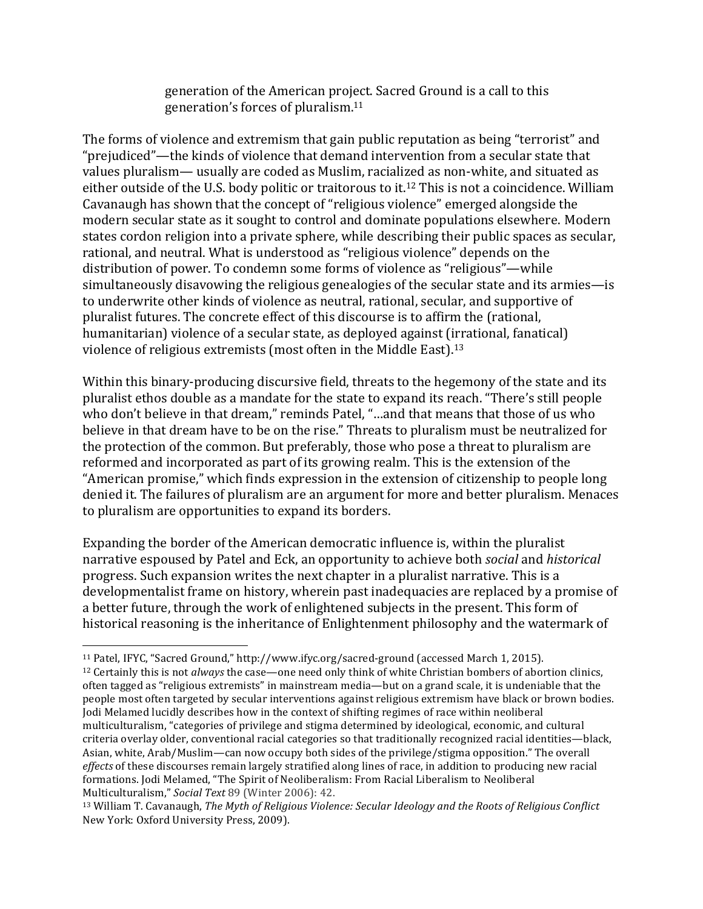> generation of the American project. Sacred Ground is a call to this generation's forces of pluralism.[11]

The forms of violence and extremism that gain public reputation as being "terrorist" and "prejudiced"—the kinds of violence that demand intervention from a secular state that values pluralism— usually are coded as Muslim, racialized as non-white, and situated as either outside of the U.S. body politic or traitorous to it.[12] This is not a coincidence. William Cavanaugh has shown that the concept of "religious violence" emerged alongside the modern secular state as it sought to control and dominate populations elsewhere. Modern states cordon religion into a private sphere, while describing their public spaces as secular, rational, and neutral. What is understood as "religious violence" depends on the distribution of power. To condemn some forms of violence as "religious"—while simultaneously disavowing the religious genealogies of the secular state and its armies—is to underwrite other kinds of violence as neutral, rational, secular, and supportive of pluralist futures. The concrete effect of this discourse is to affirm the (rational, humanitarian) violence of a secular state, as deployed against (irrational, fanatical) violence of religious extremists (most often in the Middle East).[13]

Within this binary-producing discursive field, threats to the hegemony of the state and its pluralist ethos double as a mandate for the state to expand its reach. "There's still people who don't believe in that dream," reminds Patel, "…and that means that those of us who believe in that dream have to be on the rise." Threats to pluralism must be neutralized for the protection of the common. But preferably, those who pose a threat to pluralism are reformed and incorporated as part of its growing realm. This is the extension of the "American promise," which finds expression in the extension of citizenship to people long denied it. The failures of pluralism are an argument for more and better pluralism. Menaces to pluralism are opportunities to expand its borders.

Expanding the border of the American democratic influence is, within the pluralist narrative espoused by Patel and Eck, an opportunity to achieve both *social* and *historical* progress. Such expansion writes the next chapter in a pluralist narrative. This is a developmentalist frame on history, wherein past inadequacies are replaced by a promise of a better future, through the work of enlightened subjects in the present. This form of historical reasoning is the inheritance of Enlightenment philosophy and the watermark of

---

[11] Patel, IFYC, "Sacred Ground," http://www.ifyc.org/sacred-ground (accessed March 1, 2015).

[12] Certainly this is not *always* the case—one need only think of white Christian bombers of abortion clinics, often tagged as "religious extremists" in mainstream media—but on a grand scale, it is undeniable that the people most often targeted by secular interventions against religious extremism have black or brown bodies. Jodi Melamed lucidly describes how in the context of shifting regimes of race within neoliberal multiculturalism, "categories of privilege and stigma determined by ideological, economic, and cultural criteria overlay older, conventional racial categories so that traditionally recognized racial identities—black, Asian, white, Arab/Muslim—can now occupy both sides of the privilege/stigma opposition." The overall *effects* of these discourses remain largely stratified along lines of race, in addition to producing new racial formations. Jodi Melamed, "The Spirit of Neoliberalism: From Racial Liberalism to Neoliberal Multiculturalism," *Social Text* 89 (Winter 2006): 42.

[13] William T. Cavanaugh, *The Myth of Religious Violence: Secular Ideology and the Roots of Religious Conflict* New York: Oxford University Press, 2009).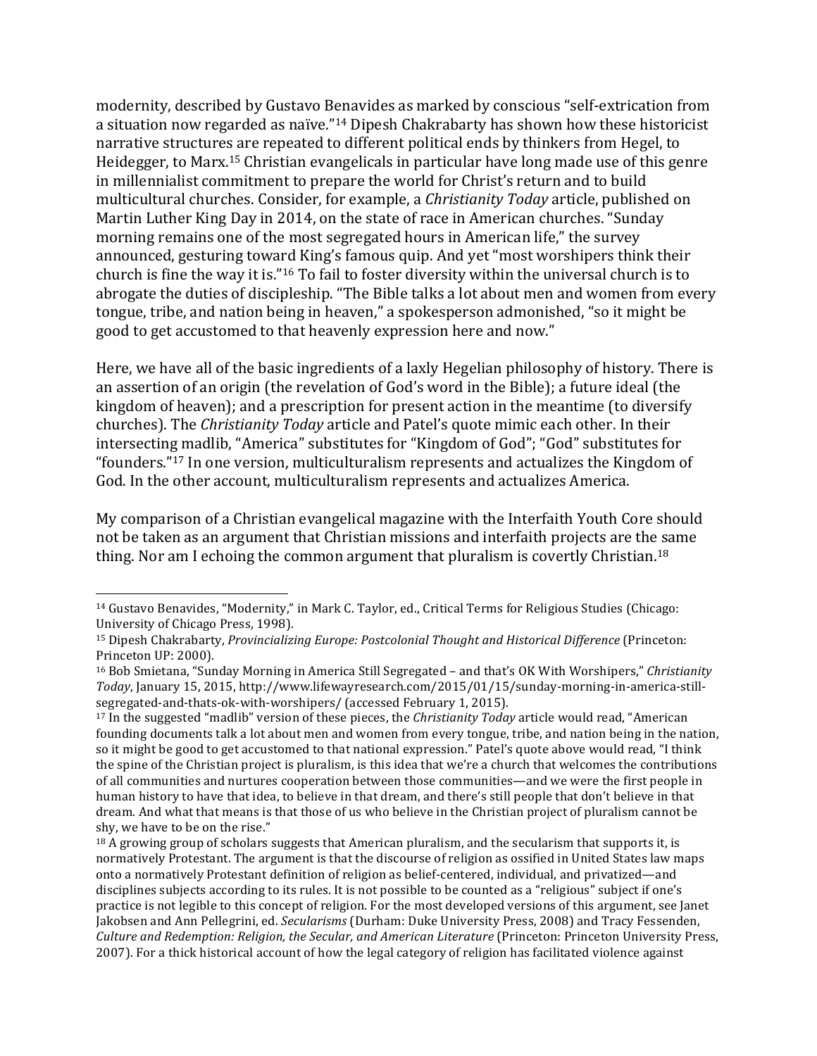modernity, described by Gustavo Benavides as marked by conscious "self-extrication from a situation now regarded as naïve."[14] Dipesh Chakrabarty has shown how these historicist narrative structures are repeated to different political ends by thinkers from Hegel, to Heidegger, to Marx.[15] Christian evangelicals in particular have long made use of this genre in millennialist commitment to prepare the world for Christ's return and to build multicultural churches. Consider, for example, a *Christianity Today* article, published on Martin Luther King Day in 2014, on the state of race in American churches. "Sunday morning remains one of the most segregated hours in American life," the survey announced, gesturing toward King's famous quip. And yet "most worshipers think their church is fine the way it is."[16] To fail to foster diversity within the universal church is to abrogate the duties of discipleship. "The Bible talks a lot about men and women from every tongue, tribe, and nation being in heaven," a spokesperson admonished, "so it might be good to get accustomed to that heavenly expression here and now."

Here, we have all of the basic ingredients of a laxly Hegelian philosophy of history. There is an assertion of an origin (the revelation of God's word in the Bible); a future ideal (the kingdom of heaven); and a prescription for present action in the meantime (to diversify churches). The *Christianity Today* article and Patel's quote mimic each other. In their intersecting madlib, "America" substitutes for "Kingdom of God"; "God" substitutes for "founders."[17] In one version, multiculturalism represents and actualizes the Kingdom of God. In the other account, multiculturalism represents and actualizes America.

My comparison of a Christian evangelical magazine with the Interfaith Youth Core should not be taken as an argument that Christian missions and interfaith projects are the same thing. Nor am I echoing the common argument that pluralism is covertly Christian.[18]

---

[14] Gustavo Benavides, "Modernity," in Mark C. Taylor, ed., Critical Terms for Religious Studies (Chicago: University of Chicago Press, 1998).

[15] Dipesh Chakrabarty, *Provincializing Europe: Postcolonial Thought and Historical Difference* (Princeton: Princeton UP: 2000).

[16] Bob Smietana, "Sunday Morning in America Still Segregated – and that's OK With Worshipers," *Christianity Today*, January 15, 2015, http://www.lifewayresearch.com/2015/01/15/sunday-morning-in-america-still-segregated-and-thats-ok-with-worshipers/ (accessed February 1, 2015).

[17] In the suggested "madlib" version of these pieces, the *Christianity Today* article would read, "American founding documents talk a lot about men and women from every tongue, tribe, and nation being in the nation, so it might be good to get accustomed to that national expression." Patel's quote above would read, "I think the spine of the Christian project is pluralism, is this idea that we're a church that welcomes the contributions of all communities and nurtures cooperation between those communities—and we were the first people in human history to have that idea, to believe in that dream, and there's still people that don't believe in that dream. And what that means is that those of us who believe in the Christian project of pluralism cannot be shy, we have to be on the rise."

[18] A growing group of scholars suggests that American pluralism, and the secularism that supports it, is normatively Protestant. The argument is that the discourse of religion as ossified in United States law maps onto a normatively Protestant definition of religion as belief-centered, individual, and privatized—and disciplines subjects according to its rules. It is not possible to be counted as a "religious" subject if one's practice is not legible to this concept of religion. For the most developed versions of this argument, see Janet Jakobsen and Ann Pellegrini, ed. *Secularisms* (Durham: Duke University Press, 2008) and Tracy Fessenden, *Culture and Redemption: Religion, the Secular, and American Literature* (Princeton: Princeton University Press, 2007). For a thick historical account of how the legal category of religion has facilitated violence against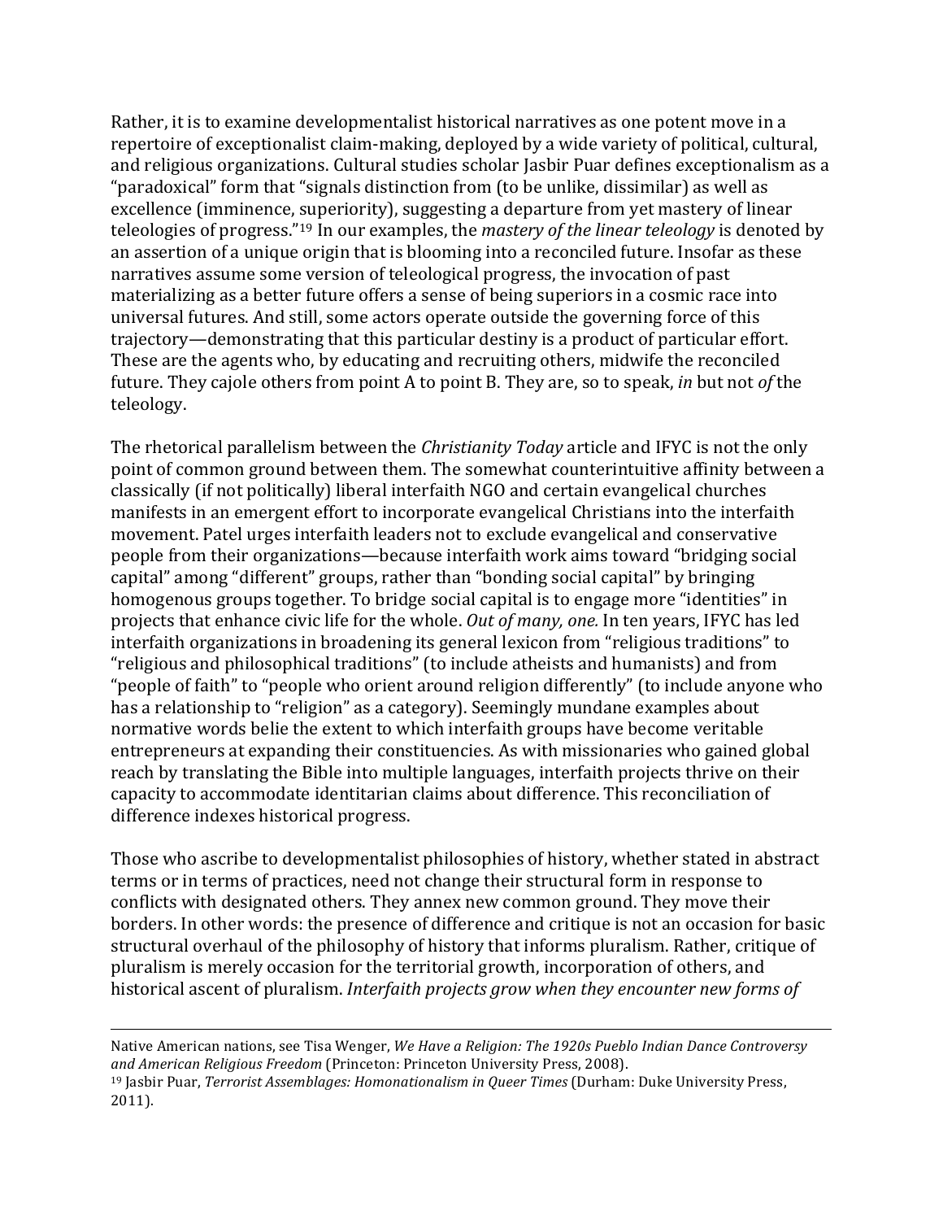Rather, it is to examine developmentalist historical narratives as one potent move in a repertoire of exceptionalist claim-making, deployed by a wide variety of political, cultural, and religious organizations. Cultural studies scholar Jasbir Puar defines exceptionalism as a "paradoxical" form that "signals distinction from (to be unlike, dissimilar) as well as excellence (imminence, superiority), suggesting a departure from yet mastery of linear teleologies of progress."[19] In our examples, the *mastery of the linear teleology* is denoted by an assertion of a unique origin that is blooming into a reconciled future. Insofar as these narratives assume some version of teleological progress, the invocation of past materializing as a better future offers a sense of being superiors in a cosmic race into universal futures. And still, some actors operate outside the governing force of this trajectory—demonstrating that this particular destiny is a product of particular effort. These are the agents who, by educating and recruiting others, midwife the reconciled future. They cajole others from point A to point B. They are, so to speak, *in* but not *of* the teleology.

The rhetorical parallelism between the *Christianity Today* article and IFYC is not the only point of common ground between them. The somewhat counterintuitive affinity between a classically (if not politically) liberal interfaith NGO and certain evangelical churches manifests in an emergent effort to incorporate evangelical Christians into the interfaith movement. Patel urges interfaith leaders not to exclude evangelical and conservative people from their organizations—because interfaith work aims toward "bridging social capital" among "different" groups, rather than "bonding social capital" by bringing homogenous groups together. To bridge social capital is to engage more "identities" in projects that enhance civic life for the whole. *Out of many, one.* In ten years, IFYC has led interfaith organizations in broadening its general lexicon from "religious traditions" to "religious and philosophical traditions" (to include atheists and humanists) and from "people of faith" to "people who orient around religion differently" (to include anyone who has a relationship to "religion" as a category). Seemingly mundane examples about normative words belie the extent to which interfaith groups have become veritable entrepreneurs at expanding their constituencies. As with missionaries who gained global reach by translating the Bible into multiple languages, interfaith projects thrive on their capacity to accommodate identitarian claims about difference. This reconciliation of difference indexes historical progress.

Those who ascribe to developmentalist philosophies of history, whether stated in abstract terms or in terms of practices, need not change their structural form in response to conflicts with designated others. They annex new common ground. They move their borders. In other words: the presence of difference and critique is not an occasion for basic structural overhaul of the philosophy of history that informs pluralism. Rather, critique of pluralism is merely occasion for the territorial growth, incorporation of others, and historical ascent of pluralism. *Interfaith projects grow when they encounter new forms of*

---

Native American nations, see Tisa Wenger, *We Have a Religion: The 1920s Pueblo Indian Dance Controversy and American Religious Freedom* (Princeton: Princeton University Press, 2008).

[19] Jasbir Puar, *Terrorist Assemblages: Homonationalism in Queer Times* (Durham: Duke University Press, 2011).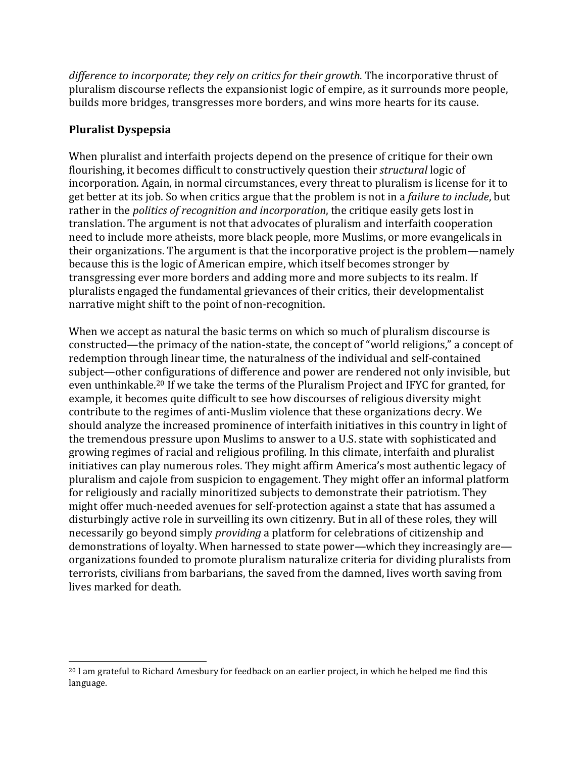*difference to incorporate; they rely on critics for their growth.* The incorporative thrust of pluralism discourse reflects the expansionist logic of empire, as it surrounds more people, builds more bridges, transgresses more borders, and wins more hearts for its cause.

## Pluralist Dyspepsia

When pluralist and interfaith projects depend on the presence of critique for their own flourishing, it becomes difficult to constructively question their *structural* logic of incorporation. Again, in normal circumstances, every threat to pluralism is license for it to get better at its job. So when critics argue that the problem is not in a *failure to include*, but rather in the *politics of recognition and incorporation*, the critique easily gets lost in translation. The argument is not that advocates of pluralism and interfaith cooperation need to include more atheists, more black people, more Muslims, or more evangelicals in their organizations. The argument is that the incorporative project is the problem—namely because this is the logic of American empire, which itself becomes stronger by transgressing ever more borders and adding more and more subjects to its realm. If pluralists engaged the fundamental grievances of their critics, their developmentalist narrative might shift to the point of non-recognition.

When we accept as natural the basic terms on which so much of pluralism discourse is constructed—the primacy of the nation-state, the concept of "world religions," a concept of redemption through linear time, the naturalness of the individual and self-contained subject—other configurations of difference and power are rendered not only invisible, but even unthinkable.[20] If we take the terms of the Pluralism Project and IFYC for granted, for example, it becomes quite difficult to see how discourses of religious diversity might contribute to the regimes of anti-Muslim violence that these organizations decry. We should analyze the increased prominence of interfaith initiatives in this country in light of the tremendous pressure upon Muslims to answer to a U.S. state with sophisticated and growing regimes of racial and religious profiling. In this climate, interfaith and pluralist initiatives can play numerous roles. They might affirm America's most authentic legacy of pluralism and cajole from suspicion to engagement. They might offer an informal platform for religiously and racially minoritized subjects to demonstrate their patriotism. They might offer much-needed avenues for self-protection against a state that has assumed a disturbingly active role in surveilling its own citizenry. But in all of these roles, they will necessarily go beyond simply *providing* a platform for celebrations of citizenship and demonstrations of loyalty. When harnessed to state power—which they increasingly are—organizations founded to promote pluralism naturalize criteria for dividing pluralists from terrorists, civilians from barbarians, the saved from the damned, lives worth saving from lives marked for death.

[20] I am grateful to Richard Amesbury for feedback on an earlier project, in which he helped me find this language.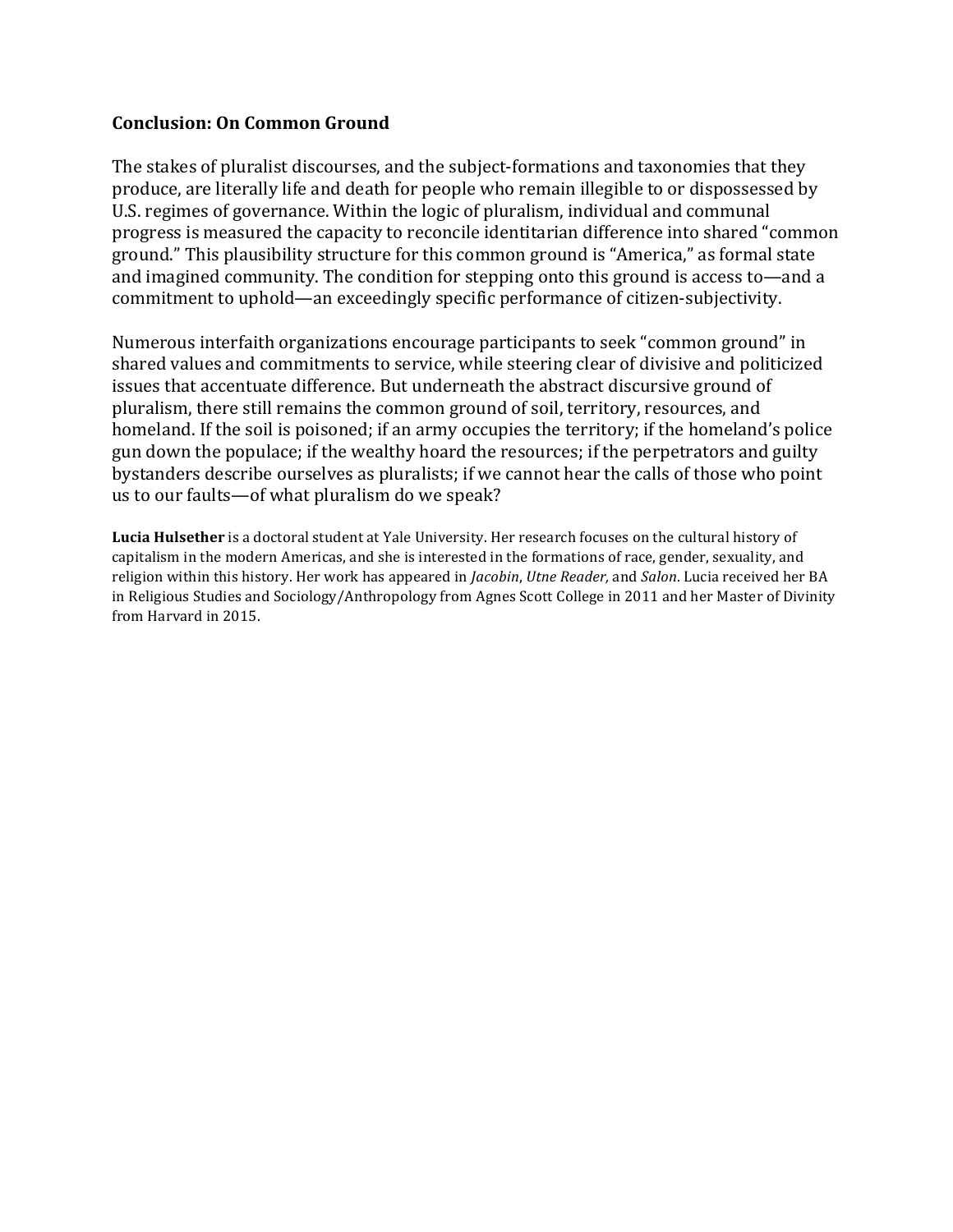## Conclusion: On Common Ground

The stakes of pluralist discourses, and the subject-formations and taxonomies that they produce, are literally life and death for people who remain illegible to or dispossessed by U.S. regimes of governance. Within the logic of pluralism, individual and communal progress is measured the capacity to reconcile identitarian difference into shared "common ground." This plausibility structure for this common ground is "America," as formal state and imagined community. The condition for stepping onto this ground is access to—and a commitment to uphold—an exceedingly specific performance of citizen-subjectivity.

Numerous interfaith organizations encourage participants to seek "common ground" in shared values and commitments to service, while steering clear of divisive and politicized issues that accentuate difference. But underneath the abstract discursive ground of pluralism, there still remains the common ground of soil, territory, resources, and homeland. If the soil is poisoned; if an army occupies the territory; if the homeland's police gun down the populace; if the wealthy hoard the resources; if the perpetrators and guilty bystanders describe ourselves as pluralists; if we cannot hear the calls of those who point us to our faults—of what pluralism do we speak?

**Lucia Hulsether** is a doctoral student at Yale University. Her research focuses on the cultural history of capitalism in the modern Americas, and she is interested in the formations of race, gender, sexuality, and religion within this history. Her work has appeared in *Jacobin*, *Utne Reader,* and *Salon*. Lucia received her BA in Religious Studies and Sociology/Anthropology from Agnes Scott College in 2011 and her Master of Divinity from Harvard in 2015.